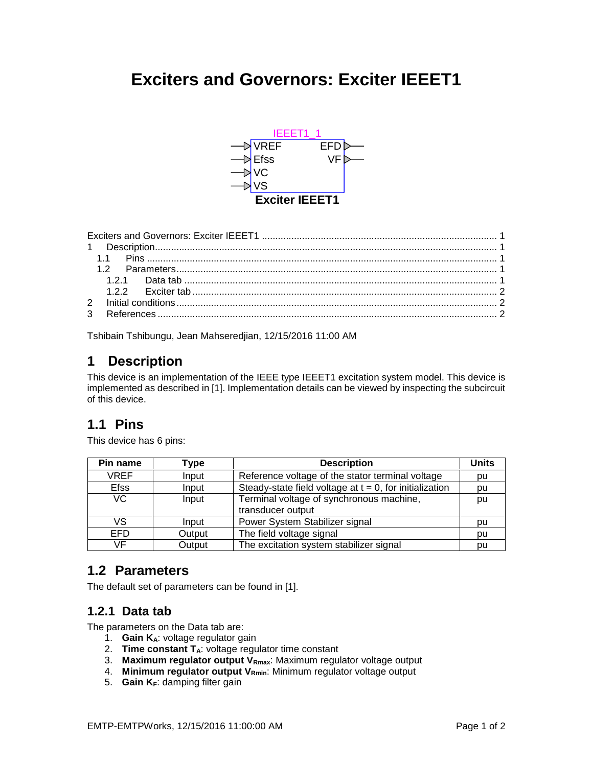# Exciters and Governors: Exciter IEEET1

IEEET1_1

VREF, Efss, VC, VS → EFD, VF

**Exciter IEEET1**

Exciters and Governors: Exciter IEEET1 ........................................................ 1
1 Description ........................................................ 1
1.1 Pins ........................................................ 1
1.2 Parameters ........................................................ 1
1.2.1 Data tab ........................................................ 1
1.2.2 Exciter tab ........................................................ 2
2 Initial conditions ........................................................ 2
3 References ........................................................ 2

Tshibain Tshibungu, Jean Mahseredjian, 12/15/2016 11:00 AM

## 1 Description

This device is an implementation of the IEEE type IEEET1 excitation system model. This device is implemented as described in [1]. Implementation details can be viewed by inspecting the subcircuit of this device.

## 1.1 Pins

This device has 6 pins:

| Pin name | Type | Description | Units |
|---|---|---|---|
| VREF | Input | Reference voltage of the stator terminal voltage | pu |
| Efss | Input | Steady-state field voltage at t = 0, for initialization | pu |
| VC | Input | Terminal voltage of synchronous machine, transducer output | pu |
| VS | Input | Power System Stabilizer signal | pu |
| EFD | Output | The field voltage signal | pu |
| VF | Output | The excitation system stabilizer signal | pu |

## 1.2 Parameters

The default set of parameters can be found in [1].

### 1.2.1 Data tab

The parameters on the Data tab are:

1. **Gain $K_A$**: voltage regulator gain
2. **Time constant $T_A$**: voltage regulator time constant
3. **Maximum regulator output $V_{Rmax}$**: Maximum regulator voltage output
4. **Minimum regulator output $V_{Rmin}$**: Minimum regulator voltage output
5. **Gain $K_F$**: damping filter gain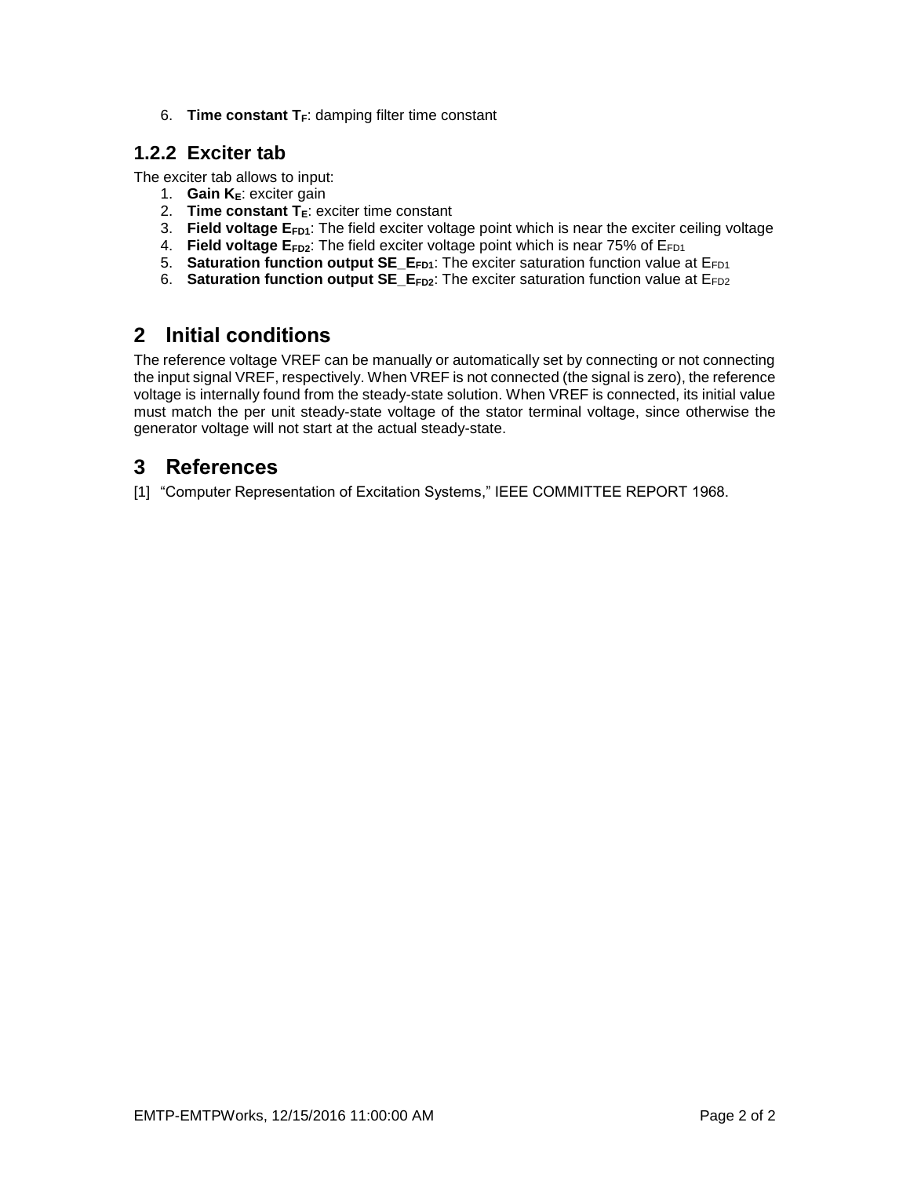6. **Time constant $T_F$**: damping filter time constant

### 1.2.2 Exciter tab

The exciter tab allows to input:

1. **Gain $K_E$**: exciter gain
2. **Time constant $T_E$**: exciter time constant
3. **Field voltage $E_{FD1}$**: The field exciter voltage point which is near the exciter ceiling voltage
4. **Field voltage $E_{FD2}$**: The field exciter voltage point which is near 75% of $E_{FD1}$
5. **Saturation function output $SE\_E_{FD1}$**: The exciter saturation function value at $E_{FD1}$
6. **Saturation function output $SE\_E_{FD2}$**: The exciter saturation function value at $E_{FD2}$

## 2 Initial conditions

The reference voltage VREF can be manually or automatically set by connecting or not connecting the input signal VREF, respectively. When VREF is not connected (the signal is zero), the reference voltage is internally found from the steady-state solution. When VREF is connected, its initial value must match the per unit steady-state voltage of the stator terminal voltage, since otherwise the generator voltage will not start at the actual steady-state.

## 3 References

[1] "Computer Representation of Excitation Systems," IEEE COMMITTEE REPORT 1968.